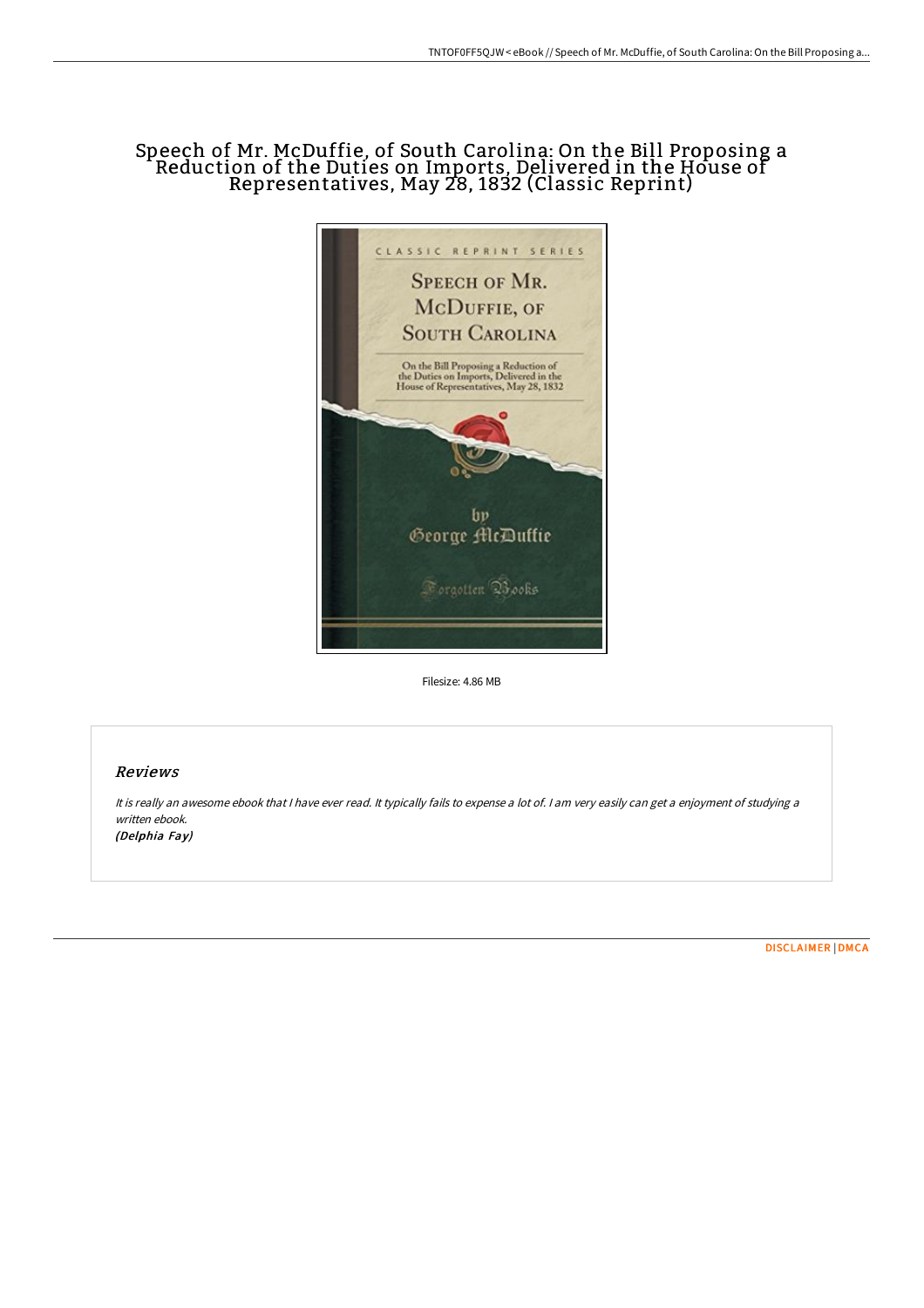# Speech of Mr. McDuffie, of South Carolina: On the Bill Proposing a Reduction of the Duties on Imports, Delivered in the House of Representatives, May 28, 1832 (Classic Reprint)

Filesize: 4.86 MB

## Reviews

*It is really an awesome ebook that I have ever read. It typically fails to expense a lot of. I am very easily can get a enjoyment of studying a written ebook.*

***(Delphia Fay)***

DISCLAIMER | DMCA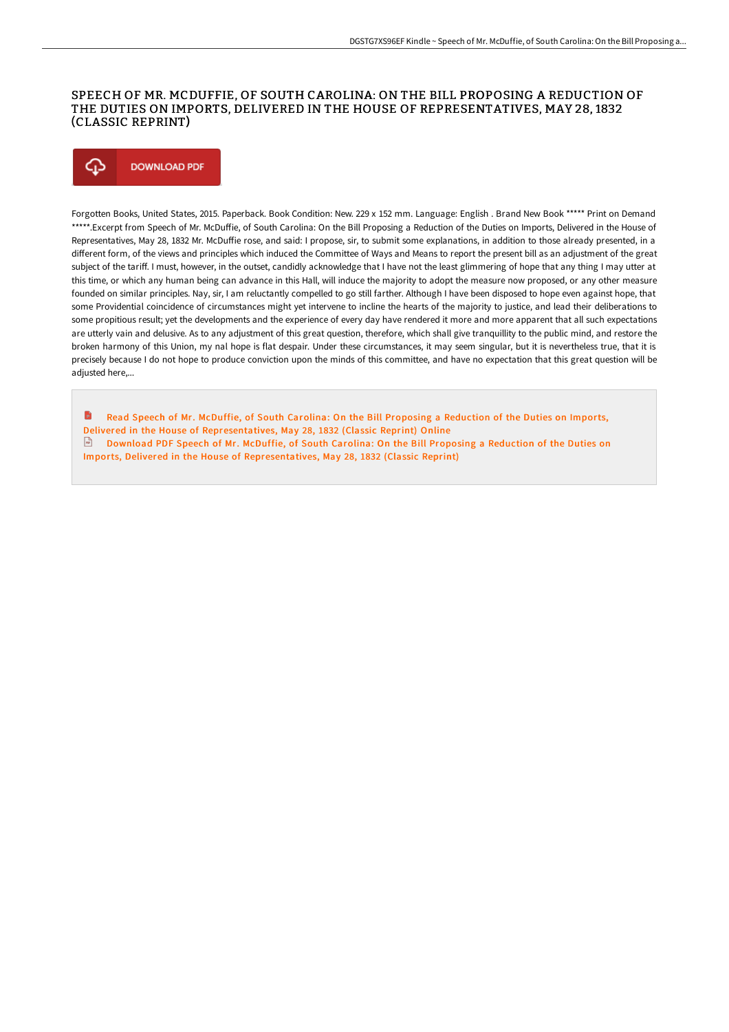# SPEECH OF MR. MCDUFFIE, OF SOUTH CAROLINA: ON THE BILL PROPOSING A REDUCTION OF THE DUTIES ON IMPORTS, DELIVERED IN THE HOUSE OF REPRESENTATIVES, MAY 28, 1832 (CLASSIC REPRINT)

DOWNLOAD PDF

Forgotten Books, United States, 2015. Paperback. Book Condition: New. 229 x 152 mm. Language: English . Brand New Book ***** Print on Demand *****.Excerpt from Speech of Mr. McDuffie, of South Carolina: On the Bill Proposing a Reduction of the Duties on Imports, Delivered in the House of Representatives, May 28, 1832 Mr. McDuffie rose, and said: I propose, sir, to submit some explanations, in addition to those already presented, in a different form, of the views and principles which induced the Committee of Ways and Means to report the present bill as an adjustment of the great subject of the tariff. I must, however, in the outset, candidly acknowledge that I have not the least glimmering of hope that any thing I may utter at this time, or which any human being can advance in this Hall, will induce the majority to adopt the measure now proposed, or any other measure founded on similar principles. Nay, sir, I am reluctantly compelled to go still farther. Although I have been disposed to hope even against hope, that some Providential coincidence of circumstances might yet intervene to incline the hearts of the majority to justice, and lead their deliberations to some propitious result; yet the developments and the experience of every day have rendered it more and more apparent that all such expectations are utterly vain and delusive. As to any adjustment of this great question, therefore, which shall give tranquillity to the public mind, and restore the broken harmony of this Union, my nal hope is flat despair. Under these circumstances, it may seem singular, but it is nevertheless true, that it is precisely because I do not hope to produce conviction upon the minds of this committee, and have no expectation that this great question will be adjusted here,...

Read Speech of Mr. McDuffie, of South Carolina: On the Bill Proposing a Reduction of the Duties on Imports, Delivered in the House of Representatives, May 28, 1832 (Classic Reprint) Online

Download PDF Speech of Mr. McDuffie, of South Carolina: On the Bill Proposing a Reduction of the Duties on Imports, Delivered in the House of Representatives, May 28, 1832 (Classic Reprint)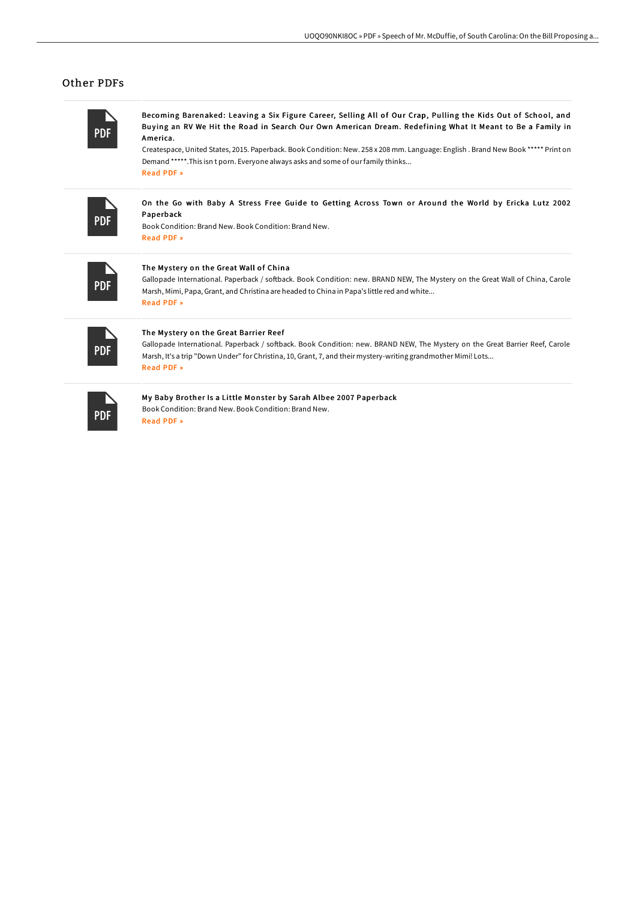## Other PDFs

**Becoming Barenaked: Leaving a Six Figure Career, Selling All of Our Crap, Pulling the Kids Out of School, and Buying an RV We Hit the Road in Search Our Own American Dream. Redefining What It Meant to Be a Family in America.**

Createspace, United States, 2015. Paperback. Book Condition: New. 258 x 208 mm. Language: English . Brand New Book ***** Print on Demand *****.This isn t porn. Everyone always asks and some of our family thinks...

Read PDF »

**On the Go with Baby A Stress Free Guide to Getting Across Town or Around the World by Ericka Lutz 2002 Paperback**

Book Condition: Brand New. Book Condition: Brand New.

Read PDF »

**The Mystery on the Great Wall of China**

Gallopade International. Paperback / softback. Book Condition: new. BRAND NEW, The Mystery on the Great Wall of China, Carole Marsh, Mimi, Papa, Grant, and Christina are headed to China in Papa's little red and white...

Read PDF »

**The Mystery on the Great Barrier Reef**

Gallopade International. Paperback / softback. Book Condition: new. BRAND NEW, The Mystery on the Great Barrier Reef, Carole Marsh, It's a trip "Down Under" for Christina, 10, Grant, 7, and their mystery-writing grandmother Mimi! Lots...

Read PDF »

**My Baby Brother Is a Little Monster by Sarah Albee 2007 Paperback**

Book Condition: Brand New. Book Condition: Brand New.

Read PDF »